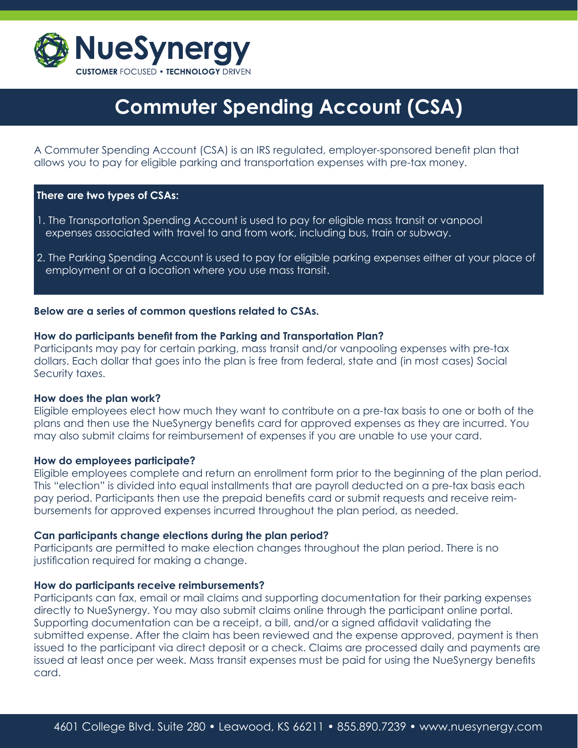# NueSynergy

CUSTOMER FOCUSED • TECHNOLOGY DRIVEN

## Commuter Spending Account (CSA)

A Commuter Spending Account (CSA) is an IRS regulated, employer-sponsored benefit plan that allows you to pay for eligible parking and transportation expenses with pre-tax money.

**There are two types of CSAs:**

1. The Transportation Spending Account is used to pay for eligible mass transit or vanpool expenses associated with travel to and from work, including bus, train or subway.
2. The Parking Spending Account is used to pay for eligible parking expenses either at your place of employment or at a location where you use mass transit.

**Below are a series of common questions related to CSAs.**

**How do participants benefit from the Parking and Transportation Plan?**
Participants may pay for certain parking, mass transit and/or vanpooling expenses with pre-tax dollars. Each dollar that goes into the plan is free from federal, state and (in most cases) Social Security taxes.

**How does the plan work?**
Eligible employees elect how much they want to contribute on a pre-tax basis to one or both of the plans and then use the NueSynergy benefits card for approved expenses as they are incurred. You may also submit claims for reimbursement of expenses if you are unable to use your card.

**How do employees participate?**
Eligible employees complete and return an enrollment form prior to the beginning of the plan period. This "election" is divided into equal installments that are payroll deducted on a pre-tax basis each pay period. Participants then use the prepaid benefits card or submit requests and receive reimbursements for approved expenses incurred throughout the plan period, as needed.

**Can participants change elections during the plan period?**
Participants are permitted to make election changes throughout the plan period. There is no justification required for making a change.

**How do participants receive reimbursements?**
Participants can fax, email or mail claims and supporting documentation for their parking expenses directly to NueSynergy. You may also submit claims online through the participant online portal. Supporting documentation can be a receipt, a bill, and/or a signed affidavit validating the submitted expense. After the claim has been reviewed and the expense approved, payment is then issued to the participant via direct deposit or a check. Claims are processed daily and payments are issued at least once per week. Mass transit expenses must be paid for using the NueSynergy benefits card.

4601 College Blvd. Suite 280 • Leawood, KS 66211 • 855.890.7239 • www.nuesynergy.com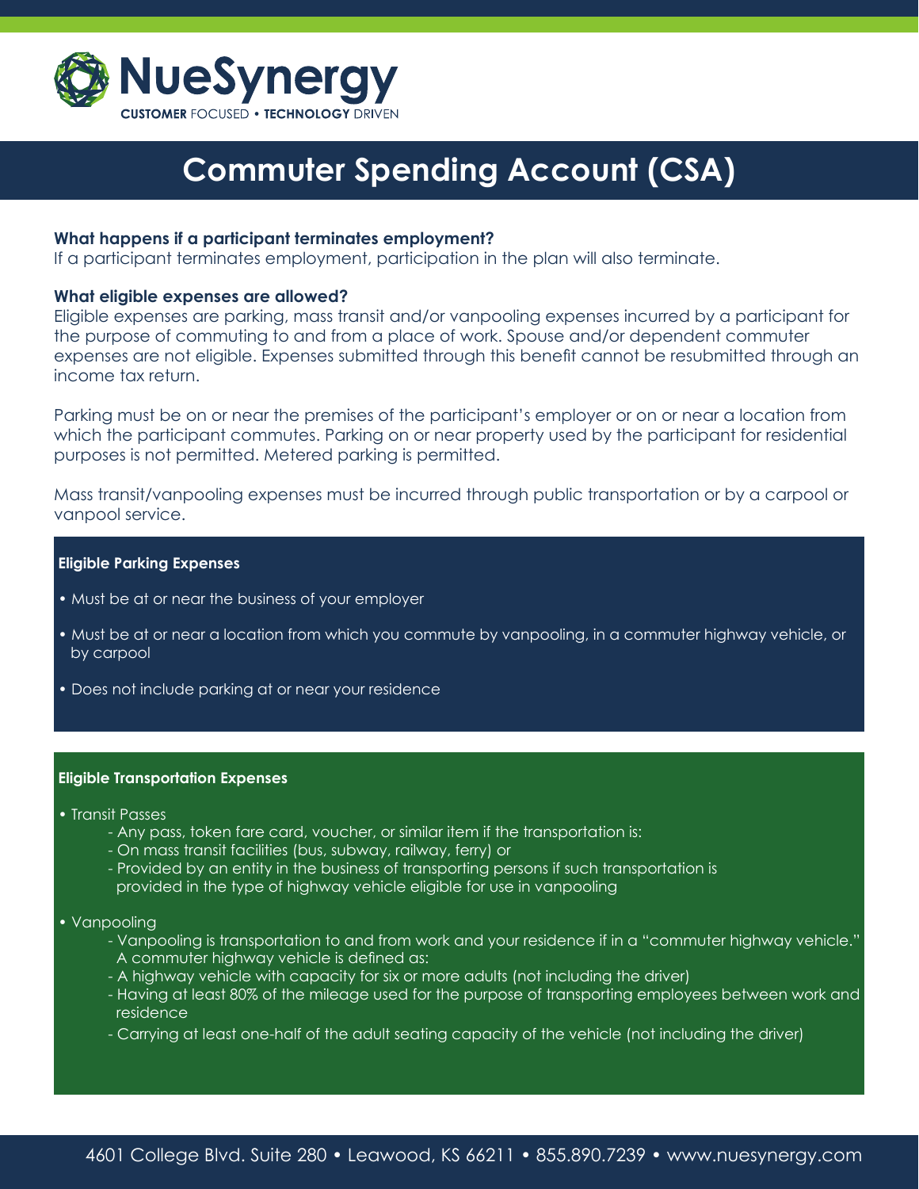# Commuter Spending Account (CSA)

**What happens if a participant terminates employment?**
If a participant terminates employment, participation in the plan will also terminate.

**What eligible expenses are allowed?**
Eligible expenses are parking, mass transit and/or vanpooling expenses incurred by a participant for the purpose of commuting to and from a place of work. Spouse and/or dependent commuter expenses are not eligible. Expenses submitted through this benefit cannot be resubmitted through an income tax return.

Parking must be on or near the premises of the participant's employer or on or near a location from which the participant commutes. Parking on or near property used by the participant for residential purposes is not permitted. Metered parking is permitted.

Mass transit/vanpooling expenses must be incurred through public transportation or by a carpool or vanpool service.

**Eligible Parking Expenses**

- Must be at or near the business of your employer
- Must be at or near a location from which you commute by vanpooling, in a commuter highway vehicle, or by carpool
- Does not include parking at or near your residence

**Eligible Transportation Expenses**

- Transit Passes
  - Any pass, token fare card, voucher, or similar item if the transportation is:
  - On mass transit facilities (bus, subway, railway, ferry) or
  - Provided by an entity in the business of transporting persons if such transportation is provided in the type of highway vehicle eligible for use in vanpooling
- Vanpooling
  - Vanpooling is transportation to and from work and your residence if in a "commuter highway vehicle." A commuter highway vehicle is defined as:
  - A highway vehicle with capacity for six or more adults (not including the driver)
  - Having at least 80% of the mileage used for the purpose of transporting employees between work and residence
  - Carrying at least one-half of the adult seating capacity of the vehicle (not including the driver)